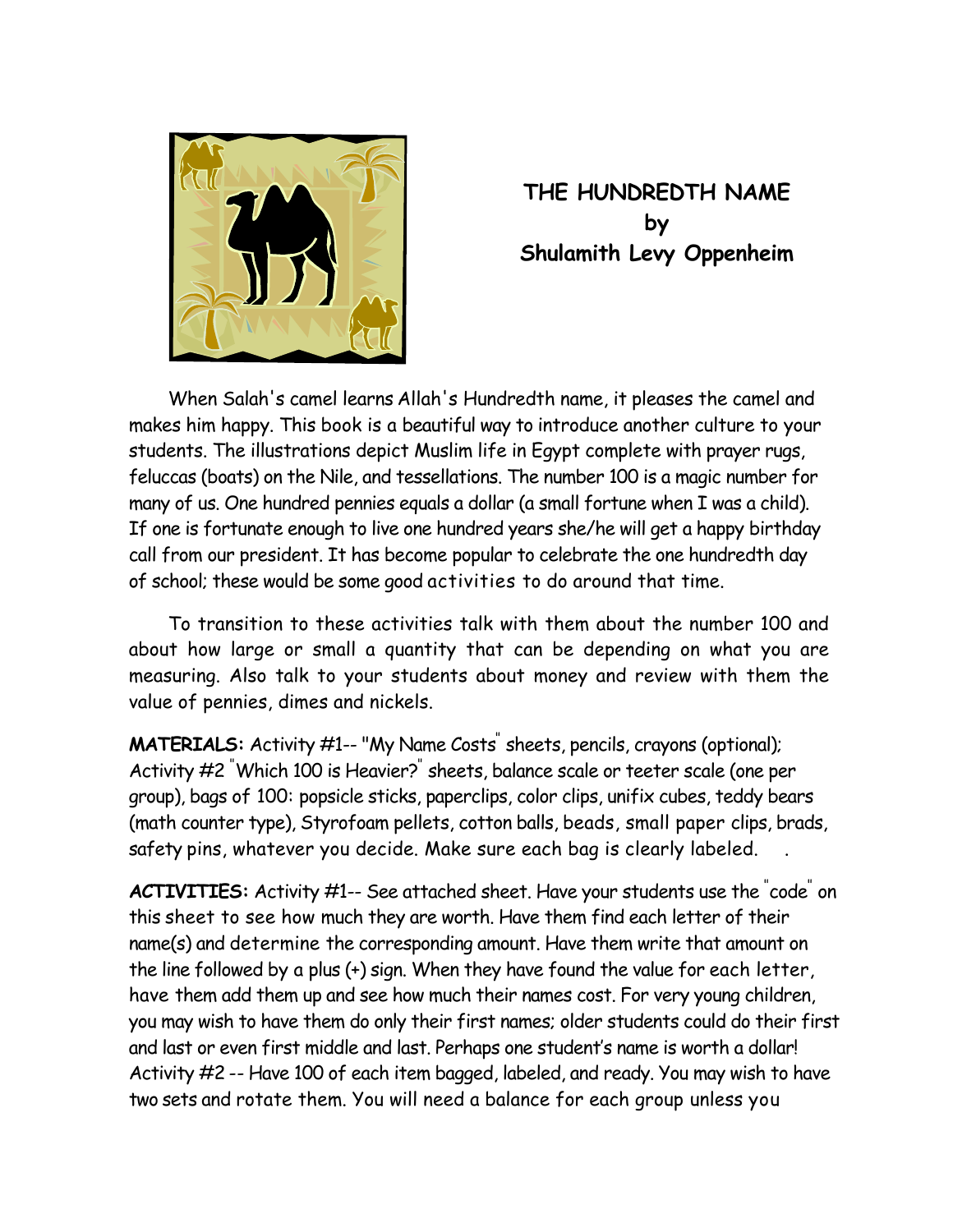# THE HUNDREDTH NAME
by
Shulamith Levy Oppenheim

When Salah's camel learns Allah's Hundredth name, it pleases the camel and makes him happy. This book is a beautiful way to introduce another culture to your students. The illustrations depict Muslim life in Egypt complete with prayer rugs, feluccas (boats) on the Nile, and tessellations. The number 100 is a magic number for many of us. One hundred pennies equals a dollar (a small fortune when I was a child). If one is fortunate enough to live one hundred years she/he will get a happy birthday call from our president. It has become popular to celebrate the one hundredth day of school; these would be some good activities to do around that time.

To transition to these activities talk with them about the number 100 and about how large or small a quantity that can be depending on what you are measuring. Also talk to your students about money and review with them the value of pennies, dimes and nickels.

**MATERIALS:** Activity #1-- "My Name Costs" sheets, pencils, crayons (optional); Activity #2 "Which 100 is Heavier?" sheets, balance scale or teeter scale (one per group), bags of 100: popsicle sticks, paperclips, color clips, unifix cubes, teddy bears (math counter type), Styrofoam pellets, cotton balls, beads, small paper clips, brads, safety pins, whatever you decide. Make sure each bag is clearly labeled.

**ACTIVITIES:** Activity #1-- See attached sheet. Have your students use the "code" on this sheet to see how much they are worth. Have them find each letter of their name(s) and determine the corresponding amount. Have them write that amount on the line followed by a plus (+) sign. When they have found the value for each letter, have them add them up and see how much their names cost. For very young children, you may wish to have them do only their first names; older students could do their first and last or even first middle and last. Perhaps one student's name is worth a dollar! Activity #2 -- Have 100 of each item bagged, labeled, and ready. You may wish to have two sets and rotate them. You will need a balance for each group unless you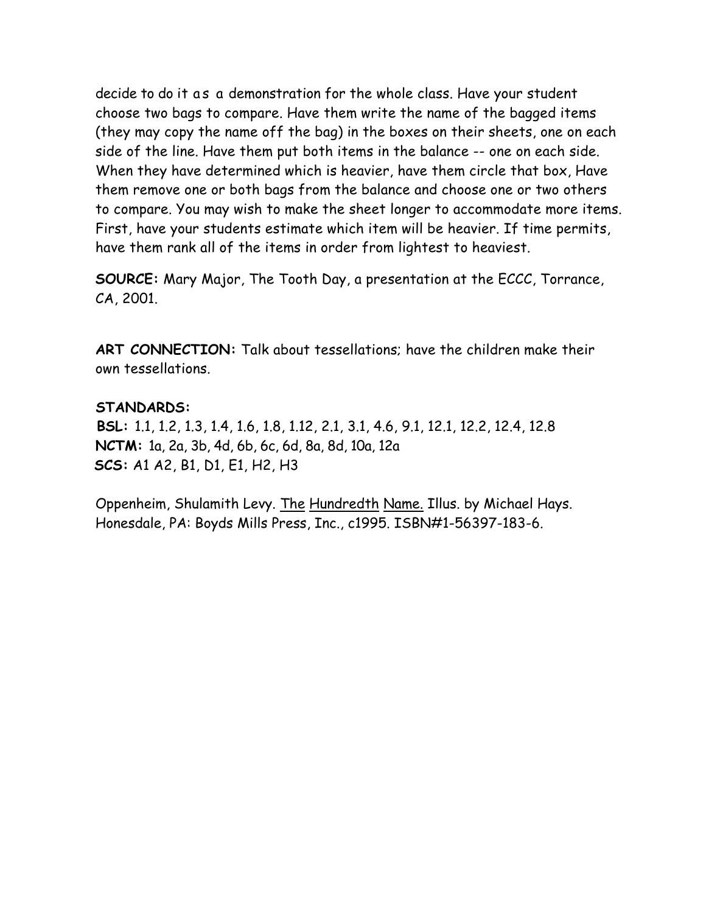decide to do it as a demonstration for the whole class. Have your student choose two bags to compare. Have them write the name of the bagged items (they may copy the name off the bag) in the boxes on their sheets, one on each side of the line. Have them put both items in the balance -- one on each side. When they have determined which is heavier, have them circle that box, Have them remove one or both bags from the balance and choose one or two others to compare. You may wish to make the sheet longer to accommodate more items. First, have your students estimate which item will be heavier. If time permits, have them rank all of the items in order from lightest to heaviest.

**SOURCE:** Mary Major, The Tooth Day, a presentation at the ECCC, Torrance, CA, 2001.

**ART CONNECTION:** Talk about tessellations; have the children make their own tessellations.

**STANDARDS:**
**BSL:** 1.1, 1.2, 1.3, 1.4, 1.6, 1.8, 1.12, 2.1, 3.1, 4.6, 9.1, 12.1, 12.2, 12.4, 12.8
**NCTM:** 1a, 2a, 3b, 4d, 6b, 6c, 6d, 8a, 8d, 10a, 12a
**SCS:** A1 A2, B1, D1, E1, H2, H3

Oppenheim, Shulamith Levy. The Hundredth Name. Illus. by Michael Hays. Honesdale, PA: Boyds Mills Press, Inc., c1995. ISBN#1-56397-183-6.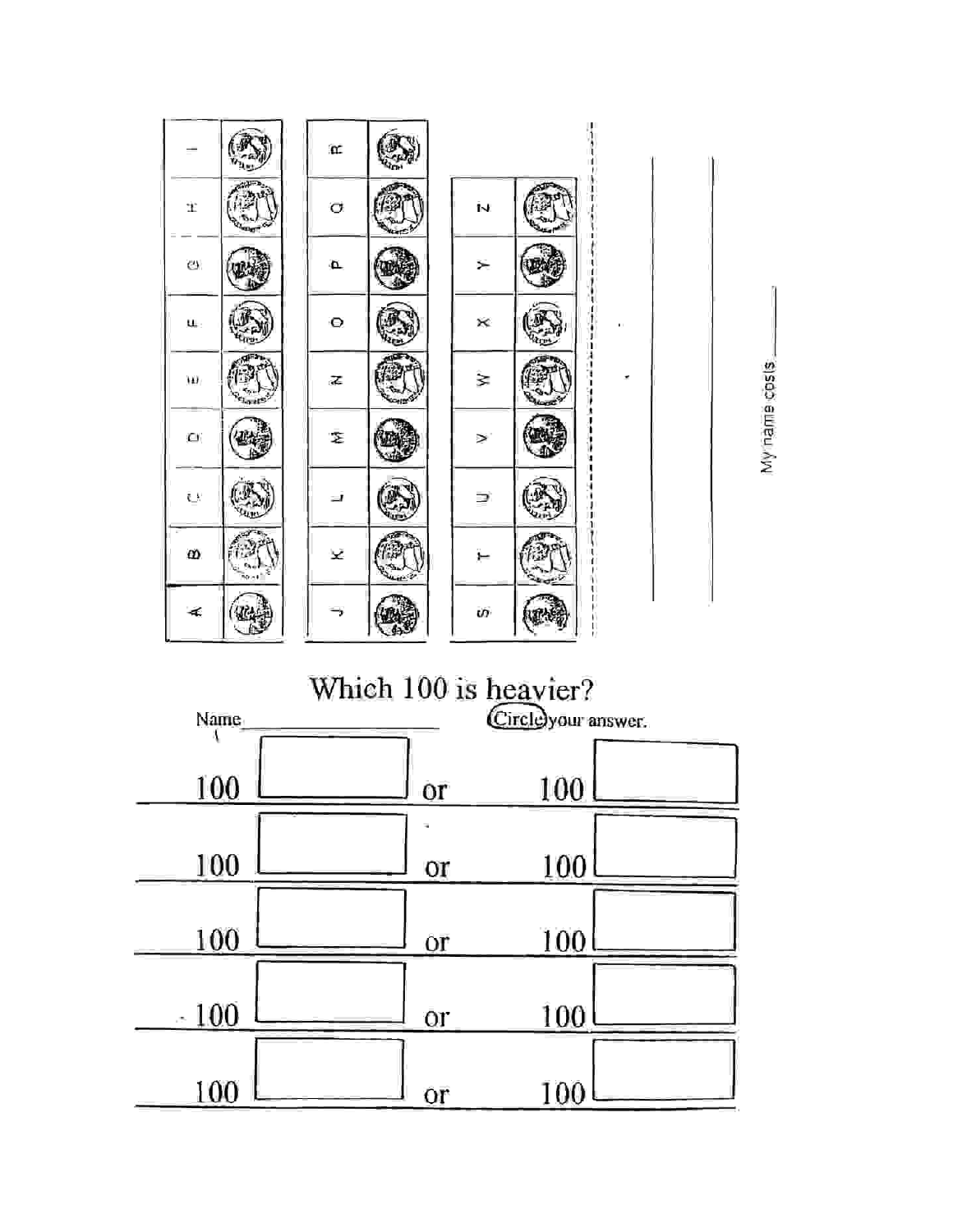| | | | | | | | | |
|---|---|---|---|---|---|---|---|---|
| A | B | C | D | E | F | G | H | I |
| J | K | L | M | N | O | P | Q | R |
| S | T | U | V | W | X | Y | Z | |

My name costs ________

# Which 100 is heavier?

Name ____________________ Circle your answer.

100 ☐ or 100 ☐

100 ☐ or 100 ☐

100 ☐ or 100 ☐

100 ☐ or 100 ☐

100 ☐ or 100 ☐